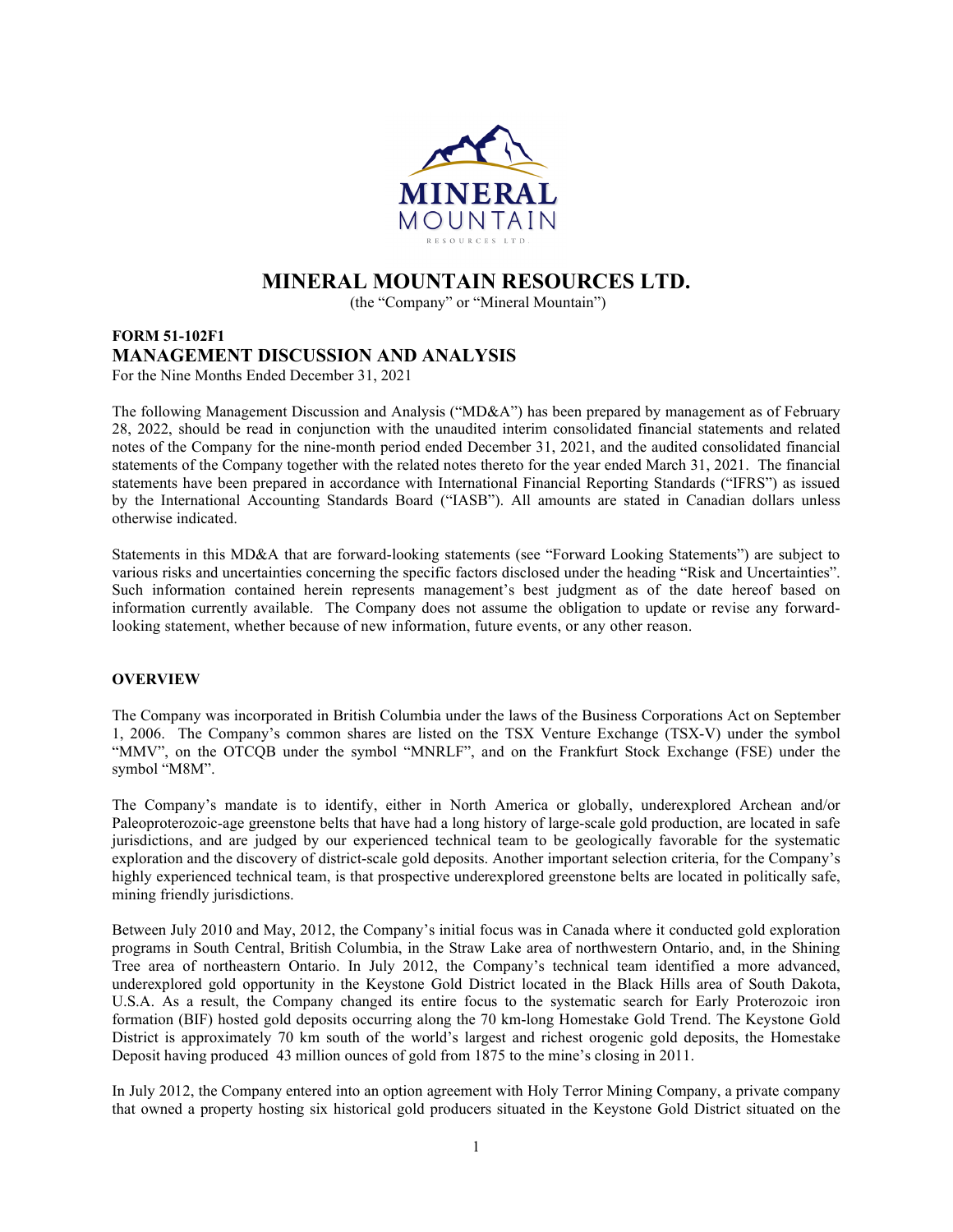# MINERAL MOUNTAIN RESOURCES LTD.

(the "Company" or "Mineral Mountain")

## FORM 51-102F1
## MANAGEMENT DISCUSSION AND ANALYSIS

For the Nine Months Ended December 31, 2021

The following Management Discussion and Analysis ("MD&A") has been prepared by management as of February 28, 2022, should be read in conjunction with the unaudited interim consolidated financial statements and related notes of the Company for the nine-month period ended December 31, 2021, and the audited consolidated financial statements of the Company together with the related notes thereto for the year ended March 31, 2021. The financial statements have been prepared in accordance with International Financial Reporting Standards ("IFRS") as issued by the International Accounting Standards Board ("IASB"). All amounts are stated in Canadian dollars unless otherwise indicated.

Statements in this MD&A that are forward-looking statements (see "Forward Looking Statements") are subject to various risks and uncertainties concerning the specific factors disclosed under the heading "Risk and Uncertainties". Such information contained herein represents management's best judgment as of the date hereof based on information currently available. The Company does not assume the obligation to update or revise any forward-looking statement, whether because of new information, future events, or any other reason.

### OVERVIEW

The Company was incorporated in British Columbia under the laws of the Business Corporations Act on September 1, 2006. The Company's common shares are listed on the TSX Venture Exchange (TSX-V) under the symbol "MMV", on the OTCQB under the symbol "MNRLF", and on the Frankfurt Stock Exchange (FSE) under the symbol "M8M".

The Company's mandate is to identify, either in North America or globally, underexplored Archean and/or Paleoproterozoic-age greenstone belts that have had a long history of large-scale gold production, are located in safe jurisdictions, and are judged by our experienced technical team to be geologically favorable for the systematic exploration and the discovery of district-scale gold deposits. Another important selection criteria, for the Company's highly experienced technical team, is that prospective underexplored greenstone belts are located in politically safe, mining friendly jurisdictions.

Between July 2010 and May, 2012, the Company's initial focus was in Canada where it conducted gold exploration programs in South Central, British Columbia, in the Straw Lake area of northwestern Ontario, and, in the Shining Tree area of northeastern Ontario. In July 2012, the Company's technical team identified a more advanced, underexplored gold opportunity in the Keystone Gold District located in the Black Hills area of South Dakota, U.S.A. As a result, the Company changed its entire focus to the systematic search for Early Proterozoic iron formation (BIF) hosted gold deposits occurring along the 70 km-long Homestake Gold Trend. The Keystone Gold District is approximately 70 km south of the world's largest and richest orogenic gold deposits, the Homestake Deposit having produced 43 million ounces of gold from 1875 to the mine's closing in 2011.

In July 2012, the Company entered into an option agreement with Holy Terror Mining Company, a private company that owned a property hosting six historical gold producers situated in the Keystone Gold District situated on the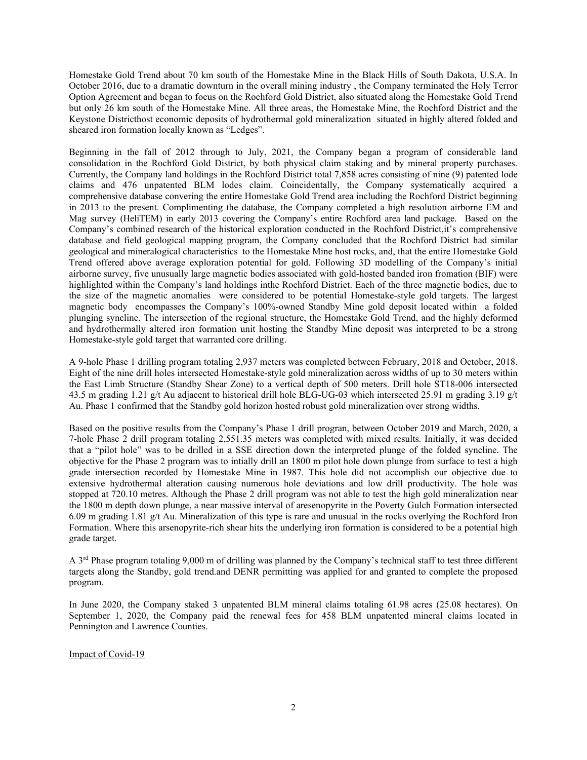Homestake Gold Trend about 70 km south of the Homestake Mine in the Black Hills of South Dakota, U.S.A. In October 2016, due to a dramatic downturn in the overall mining industry , the Company terminated the Holy Terror Option Agreement and began to focus on the Rochford Gold District, also situated along the Homestake Gold Trend but only 26 km south of the Homestake Mine. All three areas, the Homestake Mine, the Rochford District and the Keystone Districthost economic deposits of hydrothermal gold mineralization situated in highly altered folded and sheared iron formation locally known as "Ledges".

Beginning in the fall of 2012 through to July, 2021, the Company began a program of considerable land consolidation in the Rochford Gold District, by both physical claim staking and by mineral property purchases. Currently, the Company land holdings in the Rochford District total 7,858 acres consisting of nine (9) patented lode claims and 476 unpatented BLM lodes claim. Coincidentally, the Company systematically acquired a comprehensive database convering the entire Homestake Gold Trend area including the Rochford District beginning in 2013 to the present. Complimenting the database, the Company completed a high resolution airborne EM and Mag survey (HeliTEM) in early 2013 covering the Company's entire Rochford area land package. Based on the Company's combined research of the historical exploration conducted in the Rochford District,it's comprehensive database and field geological mapping program, the Company concluded that the Rochford District had similar geological and mineralogical characteristics to the Homestake Mine host rocks, and, that the entire Homestake Gold Trend offered above average exploration potential for gold. Following 3D modelling of the Company's initial airborne survey, five unusually large magnetic bodies associated with gold-hosted banded iron fromation (BIF) were highlighted within the Company's land holdings inthe Rochford District. Each of the three magnetic bodies, due to the size of the magnetic anomalies were considered to be potential Homestake-style gold targets. The largest magnetic body encompasses the Company's 100%-owned Standby Mine gold deposit located within a folded plunging syncline. The intersection of the regional structure, the Homestake Gold Trend, and the highly deformed and hydrothermally altered iron formation unit hosting the Standby Mine deposit was interpreted to be a strong Homestake-style gold target that warranted core drilling.

A 9-hole Phase 1 drilling program totaling 2,937 meters was completed between February, 2018 and October, 2018. Eight of the nine drill holes intersected Homestake-style gold mineralization across widths of up to 30 meters within the East Limb Structure (Standby Shear Zone) to a vertical depth of 500 meters. Drill hole ST18-006 intersected 43.5 m grading 1.21 g/t Au adjacent to historical drill hole BLG-UG-03 which intersected 25.91 m grading 3.19 g/t Au. Phase 1 confirmed that the Standby gold horizon hosted robust gold mineralization over strong widths.

Based on the positive results from the Company's Phase 1 drill progran, between October 2019 and March, 2020, a 7-hole Phase 2 drill program totaling 2,551.35 meters was completed with mixed results. Initially, it was decided that a "pilot hole" was to be drilled in a SSE direction down the interpreted plunge of the folded syncline. The objective for the Phase 2 program was to intially drill an 1800 m pilot hole down plunge from surface to test a high grade intersection recorded by Homestake Mine in 1987. This hole did not accomplish our objective due to extensive hydrothermal alteration causing numerous hole deviations and low drill productivity. The hole was stopped at 720.10 metres. Although the Phase 2 drill program was not able to test the high gold mineralization near the 1800 m depth down plunge, a near massive interval of aresenopyrite in the Poverty Gulch Formation intersected 6.09 m grading 1.81 g/t Au. Mineralization of this type is rare and unusual in the rocks overlying the Rochford Iron Formation. Where this arsenopyrite-rich shear hits the underlying iron formation is considered to be a potential high grade target.

A 3rd Phase program totaling 9,000 m of drilling was planned by the Company's technical staff to test three different targets along the Standby, gold trend.and DENR permitting was applied for and granted to complete the proposed program.

In June 2020, the Company staked 3 unpatented BLM mineral claims totaling 61.98 acres (25.08 hectares). On September 1, 2020, the Company paid the renewal fees for 458 BLM unpatented mineral claims located in Pennington and Lawrence Counties.

Impact of Covid-19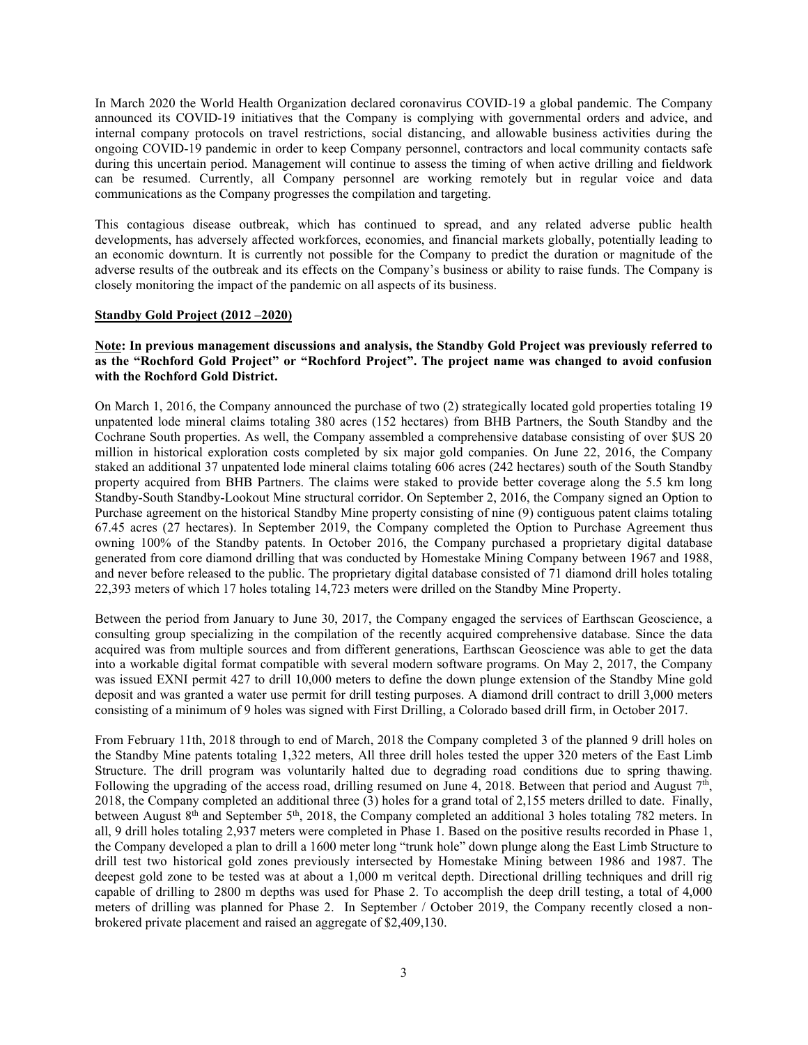In March 2020 the World Health Organization declared coronavirus COVID-19 a global pandemic. The Company announced its COVID-19 initiatives that the Company is complying with governmental orders and advice, and internal company protocols on travel restrictions, social distancing, and allowable business activities during the ongoing COVID-19 pandemic in order to keep Company personnel, contractors and local community contacts safe during this uncertain period. Management will continue to assess the timing of when active drilling and fieldwork can be resumed. Currently, all Company personnel are working remotely but in regular voice and data communications as the Company progresses the compilation and targeting.

This contagious disease outbreak, which has continued to spread, and any related adverse public health developments, has adversely affected workforces, economies, and financial markets globally, potentially leading to an economic downturn. It is currently not possible for the Company to predict the duration or magnitude of the adverse results of the outbreak and its effects on the Company's business or ability to raise funds. The Company is closely monitoring the impact of the pandemic on all aspects of its business.

**Standby Gold Project (2012 –2020)**

**Note: In previous management discussions and analysis, the Standby Gold Project was previously referred to as the "Rochford Gold Project" or "Rochford Project". The project name was changed to avoid confusion with the Rochford Gold District.**

On March 1, 2016, the Company announced the purchase of two (2) strategically located gold properties totaling 19 unpatented lode mineral claims totaling 380 acres (152 hectares) from BHB Partners, the South Standby and the Cochrane South properties. As well, the Company assembled a comprehensive database consisting of over $US 20 million in historical exploration costs completed by six major gold companies. On June 22, 2016, the Company staked an additional 37 unpatented lode mineral claims totaling 606 acres (242 hectares) south of the South Standby property acquired from BHB Partners. The claims were staked to provide better coverage along the 5.5 km long Standby-South Standby-Lookout Mine structural corridor. On September 2, 2016, the Company signed an Option to Purchase agreement on the historical Standby Mine property consisting of nine (9) contiguous patent claims totaling 67.45 acres (27 hectares). In September 2019, the Company completed the Option to Purchase Agreement thus owning 100% of the Standby patents. In October 2016, the Company purchased a proprietary digital database generated from core diamond drilling that was conducted by Homestake Mining Company between 1967 and 1988, and never before released to the public. The proprietary digital database consisted of 71 diamond drill holes totaling 22,393 meters of which 17 holes totaling 14,723 meters were drilled on the Standby Mine Property.

Between the period from January to June 30, 2017, the Company engaged the services of Earthscan Geoscience, a consulting group specializing in the compilation of the recently acquired comprehensive database. Since the data acquired was from multiple sources and from different generations, Earthscan Geoscience was able to get the data into a workable digital format compatible with several modern software programs. On May 2, 2017, the Company was issued EXNI permit 427 to drill 10,000 meters to define the down plunge extension of the Standby Mine gold deposit and was granted a water use permit for drill testing purposes. A diamond drill contract to drill 3,000 meters consisting of a minimum of 9 holes was signed with First Drilling, a Colorado based drill firm, in October 2017.

From February 11th, 2018 through to end of March, 2018 the Company completed 3 of the planned 9 drill holes on the Standby Mine patents totaling 1,322 meters, All three drill holes tested the upper 320 meters of the East Limb Structure. The drill program was voluntarily halted due to degrading road conditions due to spring thawing. Following the upgrading of the access road, drilling resumed on June 4, 2018. Between that period and August 7th, 2018, the Company completed an additional three (3) holes for a grand total of 2,155 meters drilled to date. Finally, between August 8th and September 5th, 2018, the Company completed an additional 3 holes totaling 782 meters. In all, 9 drill holes totaling 2,937 meters were completed in Phase 1. Based on the positive results recorded in Phase 1, the Company developed a plan to drill a 1600 meter long "trunk hole" down plunge along the East Limb Structure to drill test two historical gold zones previously intersected by Homestake Mining between 1986 and 1987. The deepest gold zone to be tested was at about a 1,000 m veritcal depth. Directional drilling techniques and drill rig capable of drilling to 2800 m depths was used for Phase 2. To accomplish the deep drill testing, a total of 4,000 meters of drilling was planned for Phase 2. In September / October 2019, the Company recently closed a non-brokered private placement and raised an aggregate of $2,409,130.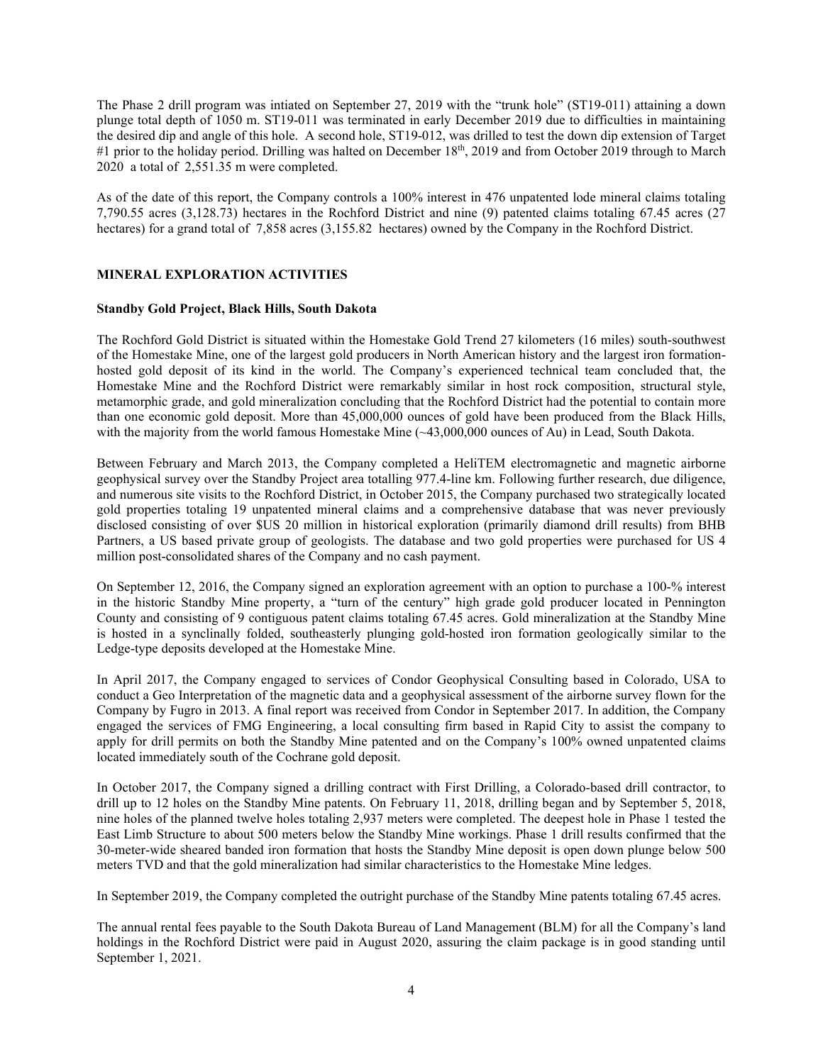The Phase 2 drill program was intiated on September 27, 2019 with the "trunk hole" (ST19-011) attaining a down plunge total depth of 1050 m. ST19-011 was terminated in early December 2019 due to difficulties in maintaining the desired dip and angle of this hole. A second hole, ST19-012, was drilled to test the down dip extension of Target #1 prior to the holiday period. Drilling was halted on December 18th, 2019 and from October 2019 through to March 2020 a total of 2,551.35 m were completed.

As of the date of this report, the Company controls a 100% interest in 476 unpatented lode mineral claims totaling 7,790.55 acres (3,128.73) hectares in the Rochford District and nine (9) patented claims totaling 67.45 acres (27 hectares) for a grand total of 7,858 acres (3,155.82 hectares) owned by the Company in the Rochford District.

## MINERAL EXPLORATION ACTIVITIES

### Standby Gold Project, Black Hills, South Dakota

The Rochford Gold District is situated within the Homestake Gold Trend 27 kilometers (16 miles) south-southwest of the Homestake Mine, one of the largest gold producers in North American history and the largest iron formation-hosted gold deposit of its kind in the world. The Company's experienced technical team concluded that, the Homestake Mine and the Rochford District were remarkably similar in host rock composition, structural style, metamorphic grade, and gold mineralization concluding that the Rochford District had the potential to contain more than one economic gold deposit. More than 45,000,000 ounces of gold have been produced from the Black Hills, with the majority from the world famous Homestake Mine (~43,000,000 ounces of Au) in Lead, South Dakota.

Between February and March 2013, the Company completed a HeliTEM electromagnetic and magnetic airborne geophysical survey over the Standby Project area totalling 977.4-line km. Following further research, due diligence, and numerous site visits to the Rochford District, in October 2015, the Company purchased two strategically located gold properties totaling 19 unpatented mineral claims and a comprehensive database that was never previously disclosed consisting of over $US 20 million in historical exploration (primarily diamond drill results) from BHB Partners, a US based private group of geologists. The database and two gold properties were purchased for US 4 million post-consolidated shares of the Company and no cash payment.

On September 12, 2016, the Company signed an exploration agreement with an option to purchase a 100-% interest in the historic Standby Mine property, a "turn of the century" high grade gold producer located in Pennington County and consisting of 9 contiguous patent claims totaling 67.45 acres. Gold mineralization at the Standby Mine is hosted in a synclinally folded, southeasterly plunging gold-hosted iron formation geologically similar to the Ledge-type deposits developed at the Homestake Mine.

In April 2017, the Company engaged to services of Condor Geophysical Consulting based in Colorado, USA to conduct a Geo Interpretation of the magnetic data and a geophysical assessment of the airborne survey flown for the Company by Fugro in 2013. A final report was received from Condor in September 2017. In addition, the Company engaged the services of FMG Engineering, a local consulting firm based in Rapid City to assist the company to apply for drill permits on both the Standby Mine patented and on the Company's 100% owned unpatented claims located immediately south of the Cochrane gold deposit.

In October 2017, the Company signed a drilling contract with First Drilling, a Colorado-based drill contractor, to drill up to 12 holes on the Standby Mine patents. On February 11, 2018, drilling began and by September 5, 2018, nine holes of the planned twelve holes totaling 2,937 meters were completed. The deepest hole in Phase 1 tested the East Limb Structure to about 500 meters below the Standby Mine workings. Phase 1 drill results confirmed that the 30-meter-wide sheared banded iron formation that hosts the Standby Mine deposit is open down plunge below 500 meters TVD and that the gold mineralization had similar characteristics to the Homestake Mine ledges.

In September 2019, the Company completed the outright purchase of the Standby Mine patents totaling 67.45 acres.

The annual rental fees payable to the South Dakota Bureau of Land Management (BLM) for all the Company's land holdings in the Rochford District were paid in August 2020, assuring the claim package is in good standing until September 1, 2021.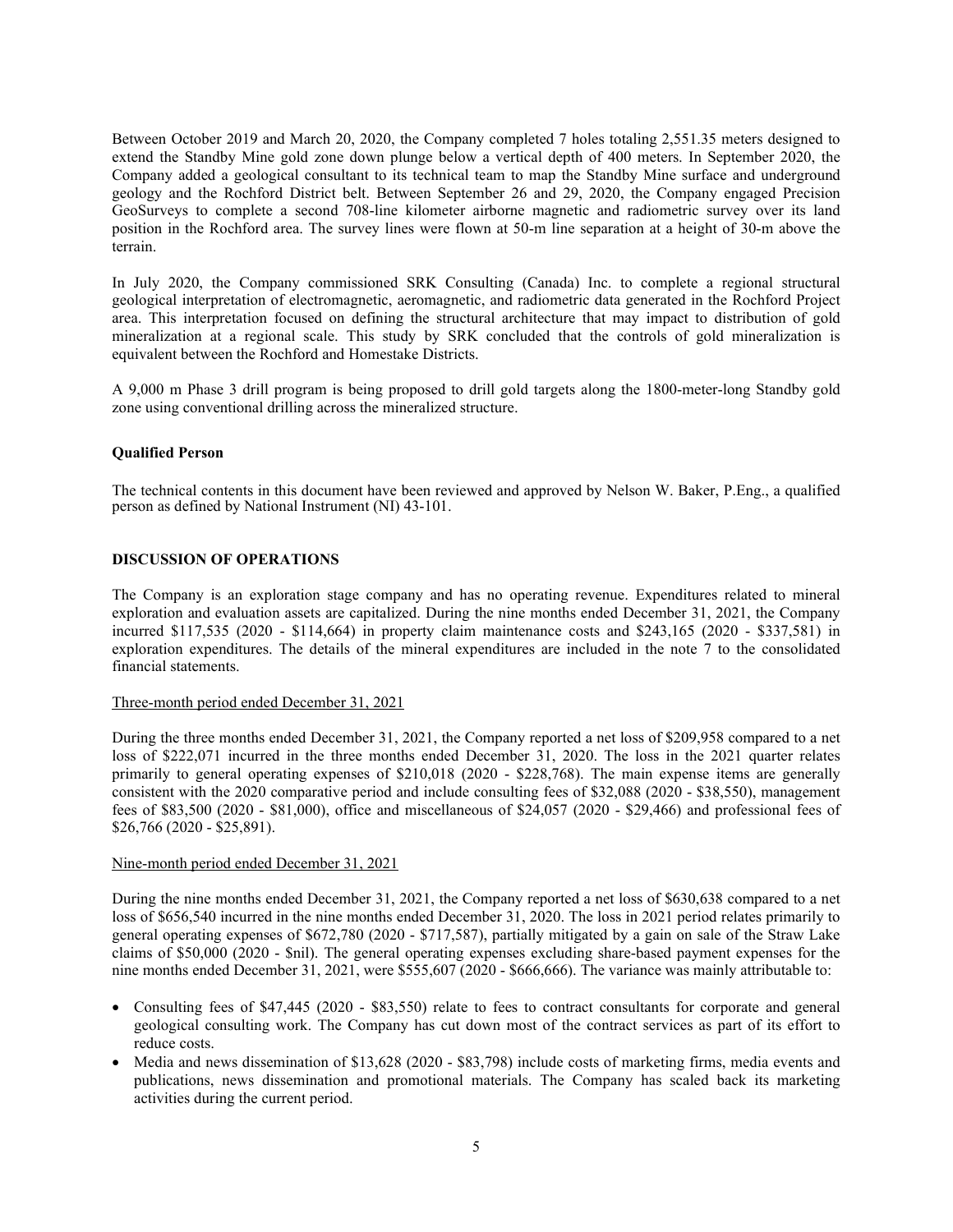Between October 2019 and March 20, 2020, the Company completed 7 holes totaling 2,551.35 meters designed to extend the Standby Mine gold zone down plunge below a vertical depth of 400 meters. In September 2020, the Company added a geological consultant to its technical team to map the Standby Mine surface and underground geology and the Rochford District belt. Between September 26 and 29, 2020, the Company engaged Precision GeoSurveys to complete a second 708-line kilometer airborne magnetic and radiometric survey over its land position in the Rochford area. The survey lines were flown at 50-m line separation at a height of 30-m above the terrain.

In July 2020, the Company commissioned SRK Consulting (Canada) Inc. to complete a regional structural geological interpretation of electromagnetic, aeromagnetic, and radiometric data generated in the Rochford Project area. This interpretation focused on defining the structural architecture that may impact to distribution of gold mineralization at a regional scale. This study by SRK concluded that the controls of gold mineralization is equivalent between the Rochford and Homestake Districts.

A 9,000 m Phase 3 drill program is being proposed to drill gold targets along the 1800-meter-long Standby gold zone using conventional drilling across the mineralized structure.

**Qualified Person**

The technical contents in this document have been reviewed and approved by Nelson W. Baker, P.Eng., a qualified person as defined by National Instrument (NI) 43-101.

**DISCUSSION OF OPERATIONS**

The Company is an exploration stage company and has no operating revenue. Expenditures related to mineral exploration and evaluation assets are capitalized. During the nine months ended December 31, 2021, the Company incurred $117,535 (2020 - $114,664) in property claim maintenance costs and $243,165 (2020 - $337,581) in exploration expenditures. The details of the mineral expenditures are included in the note 7 to the consolidated financial statements.

Three-month period ended December 31, 2021

During the three months ended December 31, 2021, the Company reported a net loss of $209,958 compared to a net loss of $222,071 incurred in the three months ended December 31, 2020. The loss in the 2021 quarter relates primarily to general operating expenses of $210,018 (2020 - $228,768). The main expense items are generally consistent with the 2020 comparative period and include consulting fees of $32,088 (2020 - $38,550), management fees of $83,500 (2020 - $81,000), office and miscellaneous of $24,057 (2020 - $29,466) and professional fees of $26,766 (2020 - $25,891).

Nine-month period ended December 31, 2021

During the nine months ended December 31, 2021, the Company reported a net loss of $630,638 compared to a net loss of $656,540 incurred in the nine months ended December 31, 2020. The loss in 2021 period relates primarily to general operating expenses of $672,780 (2020 - $717,587), partially mitigated by a gain on sale of the Straw Lake claims of $50,000 (2020 - $nil). The general operating expenses excluding share-based payment expenses for the nine months ended December 31, 2021, were $555,607 (2020 - $666,666). The variance was mainly attributable to:

- Consulting fees of $47,445 (2020 - $83,550) relate to fees to contract consultants for corporate and general geological consulting work. The Company has cut down most of the contract services as part of its effort to reduce costs.
- Media and news dissemination of $13,628 (2020 - $83,798) include costs of marketing firms, media events and publications, news dissemination and promotional materials. The Company has scaled back its marketing activities during the current period.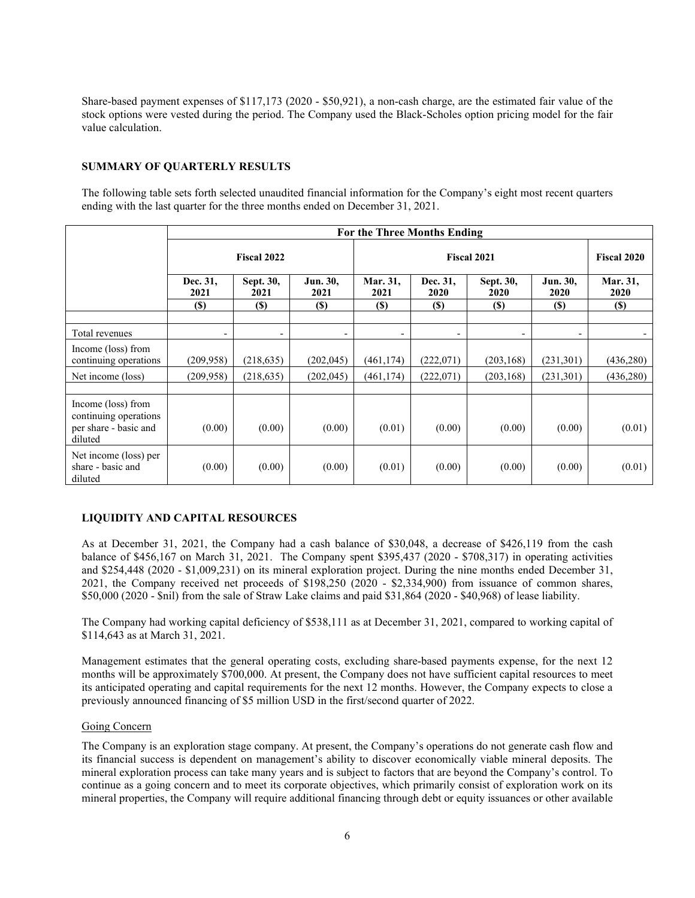Share-based payment expenses of $117,173 (2020 - $50,921), a non-cash charge, are the estimated fair value of the stock options were vested during the period. The Company used the Black-Scholes option pricing model for the fair value calculation.

## SUMMARY OF QUARTERLY RESULTS

The following table sets forth selected unaudited financial information for the Company's eight most recent quarters ending with the last quarter for the three months ended on December 31, 2021.

| | For the Three Months Ending | | | | | | | |
|---|---|---|---|---|---|---|---|---|
| | Fiscal 2022 | | | Fiscal 2021 | | | | Fiscal 2020 |
| | Dec. 31, 2021 | Sept. 30, 2021 | Jun. 30, 2021 | Mar. 31, 2021 | Dec. 31, 2020 | Sept. 30, 2020 | Jun. 30, 2020 | Mar. 31, 2020 |
| | ($) | ($) | ($) | ($) | ($) | ($) | ($) | ($) |
| Total revenues | - | - | - | - | - | - | - | - |
| Income (loss) from continuing operations | (209,958) | (218,635) | (202,045) | (461,174) | (222,071) | (203,168) | (231,301) | (436,280) |
| Net income (loss) | (209,958) | (218,635) | (202,045) | (461,174) | (222,071) | (203,168) | (231,301) | (436,280) |
| Income (loss) from continuing operations per share - basic and diluted | (0.00) | (0.00) | (0.00) | (0.01) | (0.00) | (0.00) | (0.00) | (0.01) |
| Net income (loss) per share - basic and diluted | (0.00) | (0.00) | (0.00) | (0.01) | (0.00) | (0.00) | (0.00) | (0.01) |

## LIQUIDITY AND CAPITAL RESOURCES

As at December 31, 2021, the Company had a cash balance of $30,048, a decrease of $426,119 from the cash balance of $456,167 on March 31, 2021. The Company spent $395,437 (2020 - $708,317) in operating activities and $254,448 (2020 - $1,009,231) on its mineral exploration project. During the nine months ended December 31, 2021, the Company received net proceeds of $198,250 (2020 - $2,334,900) from issuance of common shares, $50,000 (2020 - $nil) from the sale of Straw Lake claims and paid $31,864 (2020 - $40,968) of lease liability.

The Company had working capital deficiency of $538,111 as at December 31, 2021, compared to working capital of $114,643 as at March 31, 2021.

Management estimates that the general operating costs, excluding share-based payments expense, for the next 12 months will be approximately $700,000. At present, the Company does not have sufficient capital resources to meet its anticipated operating and capital requirements for the next 12 months. However, the Company expects to close a previously announced financing of $5 million USD in the first/second quarter of 2022.

### Going Concern

The Company is an exploration stage company. At present, the Company's operations do not generate cash flow and its financial success is dependent on management's ability to discover economically viable mineral deposits. The mineral exploration process can take many years and is subject to factors that are beyond the Company's control. To continue as a going concern and to meet its corporate objectives, which primarily consist of exploration work on its mineral properties, the Company will require additional financing through debt or equity issuances or other available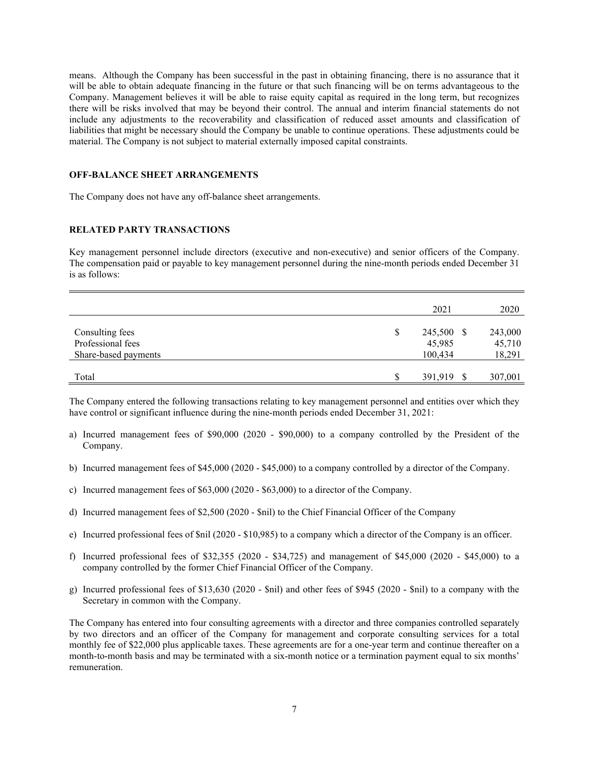means. Although the Company has been successful in the past in obtaining financing, there is no assurance that it will be able to obtain adequate financing in the future or that such financing will be on terms advantageous to the Company. Management believes it will be able to raise equity capital as required in the long term, but recognizes there will be risks involved that may be beyond their control. The annual and interim financial statements do not include any adjustments to the recoverability and classification of reduced asset amounts and classification of liabilities that might be necessary should the Company be unable to continue operations. These adjustments could be material. The Company is not subject to material externally imposed capital constraints.

**OFF-BALANCE SHEET ARRANGEMENTS**

The Company does not have any off-balance sheet arrangements.

**RELATED PARTY TRANSACTIONS**

Key management personnel include directors (executive and non-executive) and senior officers of the Company. The compensation paid or payable to key management personnel during the nine-month periods ended December 31 is as follows:

| | 2021 | 2020 |
|---|---|---|
| Consulting fees | $ 245,500 | $ 243,000 |
| Professional fees | 45,985 | 45,710 |
| Share-based payments | 100,434 | 18,291 |
| Total | $ 391,919 | $ 307,001 |

The Company entered the following transactions relating to key management personnel and entities over which they have control or significant influence during the nine-month periods ended December 31, 2021:

a) Incurred management fees of $90,000 (2020 - $90,000) to a company controlled by the President of the Company.

b) Incurred management fees of $45,000 (2020 - $45,000) to a company controlled by a director of the Company.

c) Incurred management fees of $63,000 (2020 - $63,000) to a director of the Company.

d) Incurred management fees of $2,500 (2020 - $nil) to the Chief Financial Officer of the Company

e) Incurred professional fees of $nil (2020 - $10,985) to a company which a director of the Company is an officer.

f) Incurred professional fees of $32,355 (2020 - $34,725) and management of $45,000 (2020 - $45,000) to a company controlled by the former Chief Financial Officer of the Company.

g) Incurred professional fees of $13,630 (2020 - $nil) and other fees of $945 (2020 - $nil) to a company with the Secretary in common with the Company.

The Company has entered into four consulting agreements with a director and three companies controlled separately by two directors and an officer of the Company for management and corporate consulting services for a total monthly fee of $22,000 plus applicable taxes. These agreements are for a one-year term and continue thereafter on a month-to-month basis and may be terminated with a six-month notice or a termination payment equal to six months' remuneration.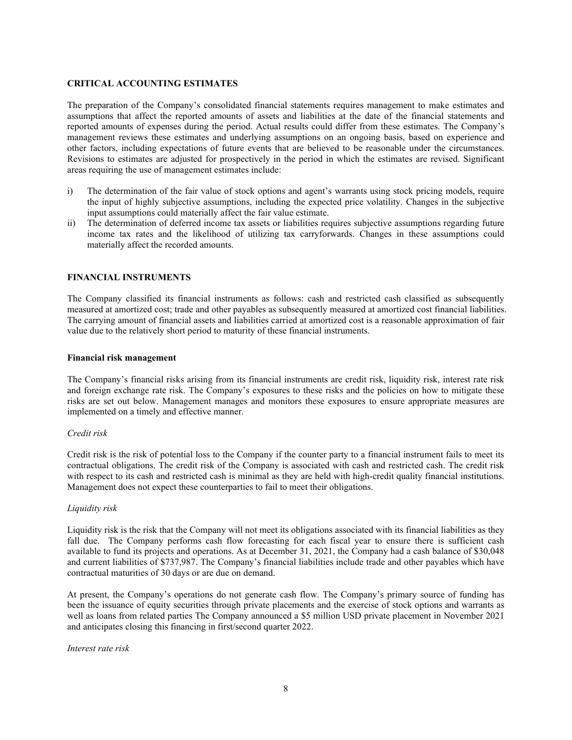## CRITICAL ACCOUNTING ESTIMATES

The preparation of the Company's consolidated financial statements requires management to make estimates and assumptions that affect the reported amounts of assets and liabilities at the date of the financial statements and reported amounts of expenses during the period. Actual results could differ from these estimates. The Company's management reviews these estimates and underlying assumptions on an ongoing basis, based on experience and other factors, including expectations of future events that are believed to be reasonable under the circumstances. Revisions to estimates are adjusted for prospectively in the period in which the estimates are revised. Significant areas requiring the use of management estimates include:

i) The determination of the fair value of stock options and agent's warrants using stock pricing models, require the input of highly subjective assumptions, including the expected price volatility. Changes in the subjective input assumptions could materially affect the fair value estimate.
ii) The determination of deferred income tax assets or liabilities requires subjective assumptions regarding future income tax rates and the likelihood of utilizing tax carryforwards. Changes in these assumptions could materially affect the recorded amounts.

## FINANCIAL INSTRUMENTS

The Company classified its financial instruments as follows: cash and restricted cash classified as subsequently measured at amortized cost; trade and other payables as subsequently measured at amortized cost financial liabilities. The carrying amount of financial assets and liabilities carried at amortized cost is a reasonable approximation of fair value due to the relatively short period to maturity of these financial instruments.

### Financial risk management

The Company's financial risks arising from its financial instruments are credit risk, liquidity risk, interest rate risk and foreign exchange rate risk. The Company's exposures to these risks and the policies on how to mitigate these risks are set out below. Management manages and monitors these exposures to ensure appropriate measures are implemented on a timely and effective manner.

*Credit risk*

Credit risk is the risk of potential loss to the Company if the counter party to a financial instrument fails to meet its contractual obligations. The credit risk of the Company is associated with cash and restricted cash. The credit risk with respect to its cash and restricted cash is minimal as they are held with high-credit quality financial institutions. Management does not expect these counterparties to fail to meet their obligations.

*Liquidity risk*

Liquidity risk is the risk that the Company will not meet its obligations associated with its financial liabilities as they fall due. The Company performs cash flow forecasting for each fiscal year to ensure there is sufficient cash available to fund its projects and operations. As at December 31, 2021, the Company had a cash balance of $30,048 and current liabilities of $737,987. The Company's financial liabilities include trade and other payables which have contractual maturities of 30 days or are due on demand.

At present, the Company's operations do not generate cash flow. The Company's primary source of funding has been the issuance of equity securities through private placements and the exercise of stock options and warrants as well as loans from related parties The Company announced a $5 million USD private placement in November 2021 and anticipates closing this financing in first/second quarter 2022.

*Interest rate risk*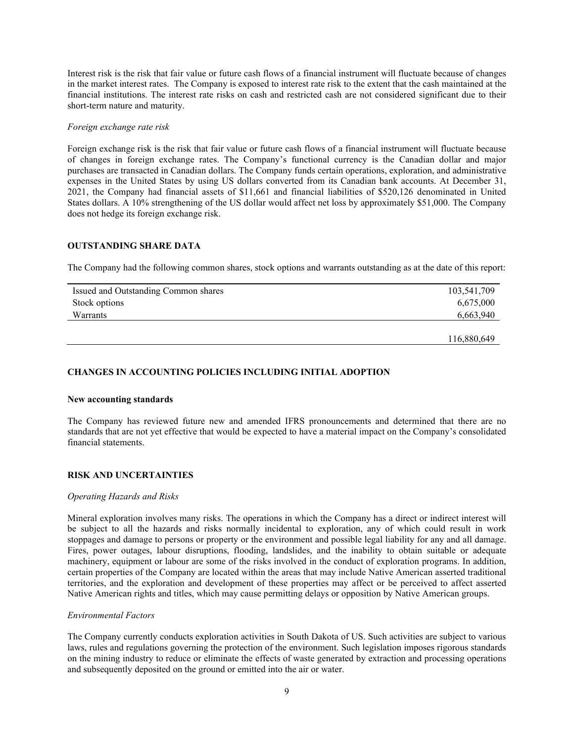Interest risk is the risk that fair value or future cash flows of a financial instrument will fluctuate because of changes in the market interest rates. The Company is exposed to interest rate risk to the extent that the cash maintained at the financial institutions. The interest rate risks on cash and restricted cash are not considered significant due to their short-term nature and maturity.

*Foreign exchange rate risk*

Foreign exchange risk is the risk that fair value or future cash flows of a financial instrument will fluctuate because of changes in foreign exchange rates. The Company's functional currency is the Canadian dollar and major purchases are transacted in Canadian dollars. The Company funds certain operations, exploration, and administrative expenses in the United States by using US dollars converted from its Canadian bank accounts. At December 31, 2021, the Company had financial assets of $11,661 and financial liabilities of $520,126 denominated in United States dollars. A 10% strengthening of the US dollar would affect net loss by approximately $51,000. The Company does not hedge its foreign exchange risk.

## OUTSTANDING SHARE DATA

The Company had the following common shares, stock options and warrants outstanding as at the date of this report:

| | |
|---|---|
| Issued and Outstanding Common shares | 103,541,709 |
| Stock options | 6,675,000 |
| Warrants | 6,663,940 |
| | 116,880,649 |

## CHANGES IN ACCOUNTING POLICIES INCLUDING INITIAL ADOPTION

### New accounting standards

The Company has reviewed future new and amended IFRS pronouncements and determined that there are no standards that are not yet effective that would be expected to have a material impact on the Company's consolidated financial statements.

## RISK AND UNCERTAINTIES

*Operating Hazards and Risks*

Mineral exploration involves many risks. The operations in which the Company has a direct or indirect interest will be subject to all the hazards and risks normally incidental to exploration, any of which could result in work stoppages and damage to persons or property or the environment and possible legal liability for any and all damage. Fires, power outages, labour disruptions, flooding, landslides, and the inability to obtain suitable or adequate machinery, equipment or labour are some of the risks involved in the conduct of exploration programs. In addition, certain properties of the Company are located within the areas that may include Native American asserted traditional territories, and the exploration and development of these properties may affect or be perceived to affect asserted Native American rights and titles, which may cause permitting delays or opposition by Native American groups.

*Environmental Factors*

The Company currently conducts exploration activities in South Dakota of US. Such activities are subject to various laws, rules and regulations governing the protection of the environment. Such legislation imposes rigorous standards on the mining industry to reduce or eliminate the effects of waste generated by extraction and processing operations and subsequently deposited on the ground or emitted into the air or water.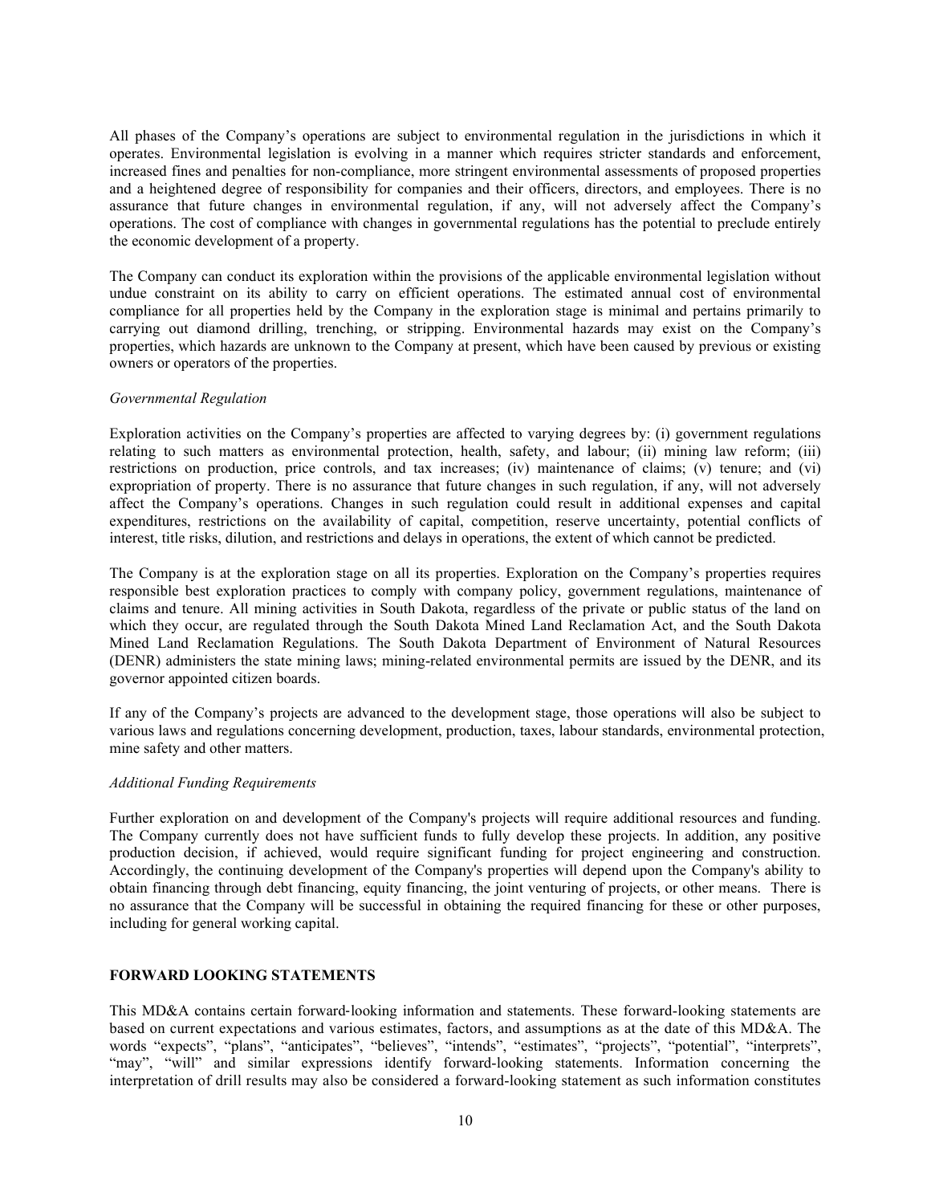All phases of the Company's operations are subject to environmental regulation in the jurisdictions in which it operates. Environmental legislation is evolving in a manner which requires stricter standards and enforcement, increased fines and penalties for non-compliance, more stringent environmental assessments of proposed properties and a heightened degree of responsibility for companies and their officers, directors, and employees. There is no assurance that future changes in environmental regulation, if any, will not adversely affect the Company's operations. The cost of compliance with changes in governmental regulations has the potential to preclude entirely the economic development of a property.

The Company can conduct its exploration within the provisions of the applicable environmental legislation without undue constraint on its ability to carry on efficient operations. The estimated annual cost of environmental compliance for all properties held by the Company in the exploration stage is minimal and pertains primarily to carrying out diamond drilling, trenching, or stripping. Environmental hazards may exist on the Company's properties, which hazards are unknown to the Company at present, which have been caused by previous or existing owners or operators of the properties.

*Governmental Regulation*

Exploration activities on the Company's properties are affected to varying degrees by: (i) government regulations relating to such matters as environmental protection, health, safety, and labour; (ii) mining law reform; (iii) restrictions on production, price controls, and tax increases; (iv) maintenance of claims; (v) tenure; and (vi) expropriation of property. There is no assurance that future changes in such regulation, if any, will not adversely affect the Company's operations. Changes in such regulation could result in additional expenses and capital expenditures, restrictions on the availability of capital, competition, reserve uncertainty, potential conflicts of interest, title risks, dilution, and restrictions and delays in operations, the extent of which cannot be predicted.

The Company is at the exploration stage on all its properties. Exploration on the Company's properties requires responsible best exploration practices to comply with company policy, government regulations, maintenance of claims and tenure. All mining activities in South Dakota, regardless of the private or public status of the land on which they occur, are regulated through the South Dakota Mined Land Reclamation Act, and the South Dakota Mined Land Reclamation Regulations. The South Dakota Department of Environment of Natural Resources (DENR) administers the state mining laws; mining-related environmental permits are issued by the DENR, and its governor appointed citizen boards.

If any of the Company's projects are advanced to the development stage, those operations will also be subject to various laws and regulations concerning development, production, taxes, labour standards, environmental protection, mine safety and other matters.

*Additional Funding Requirements*

Further exploration on and development of the Company's projects will require additional resources and funding. The Company currently does not have sufficient funds to fully develop these projects. In addition, any positive production decision, if achieved, would require significant funding for project engineering and construction. Accordingly, the continuing development of the Company's properties will depend upon the Company's ability to obtain financing through debt financing, equity financing, the joint venturing of projects, or other means. There is no assurance that the Company will be successful in obtaining the required financing for these or other purposes, including for general working capital.

## FORWARD LOOKING STATEMENTS

This MD&A contains certain forward-looking information and statements. These forward-looking statements are based on current expectations and various estimates, factors, and assumptions as at the date of this MD&A. The words "expects", "plans", "anticipates", "believes", "intends", "estimates", "projects", "potential", "interprets", "may", "will" and similar expressions identify forward-looking statements. Information concerning the interpretation of drill results may also be considered a forward-looking statement as such information constitutes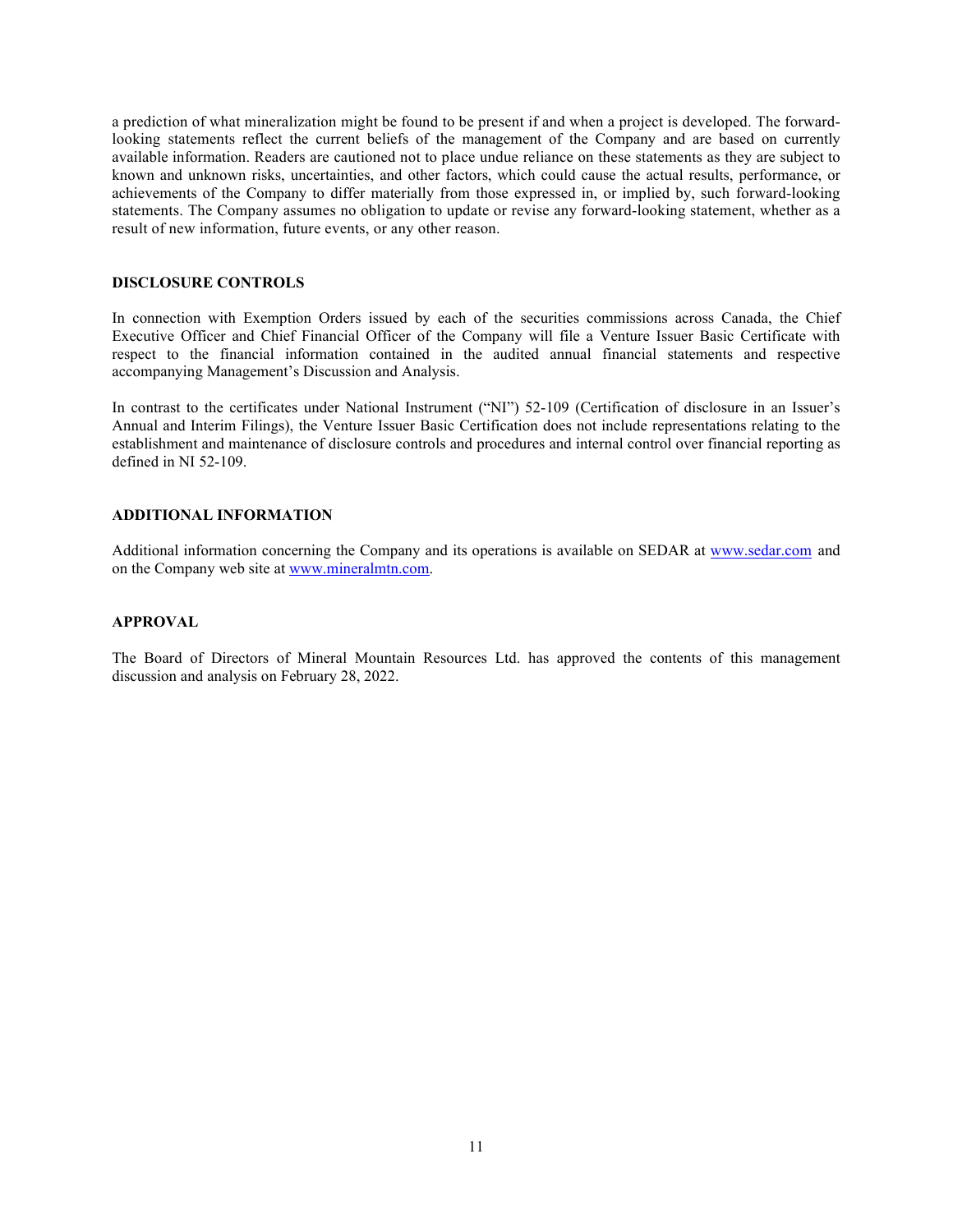a prediction of what mineralization might be found to be present if and when a project is developed. The forward-looking statements reflect the current beliefs of the management of the Company and are based on currently available information. Readers are cautioned not to place undue reliance on these statements as they are subject to known and unknown risks, uncertainties, and other factors, which could cause the actual results, performance, or achievements of the Company to differ materially from those expressed in, or implied by, such forward-looking statements. The Company assumes no obligation to update or revise any forward-looking statement, whether as a result of new information, future events, or any other reason.

**DISCLOSURE CONTROLS**

In connection with Exemption Orders issued by each of the securities commissions across Canada, the Chief Executive Officer and Chief Financial Officer of the Company will file a Venture Issuer Basic Certificate with respect to the financial information contained in the audited annual financial statements and respective accompanying Management's Discussion and Analysis.

In contrast to the certificates under National Instrument ("NI") 52-109 (Certification of disclosure in an Issuer's Annual and Interim Filings), the Venture Issuer Basic Certification does not include representations relating to the establishment and maintenance of disclosure controls and procedures and internal control over financial reporting as defined in NI 52-109.

**ADDITIONAL INFORMATION**

Additional information concerning the Company and its operations is available on SEDAR at www.sedar.com and on the Company web site at www.mineralmtn.com.

**APPROVAL**

The Board of Directors of Mineral Mountain Resources Ltd. has approved the contents of this management discussion and analysis on February 28, 2022.